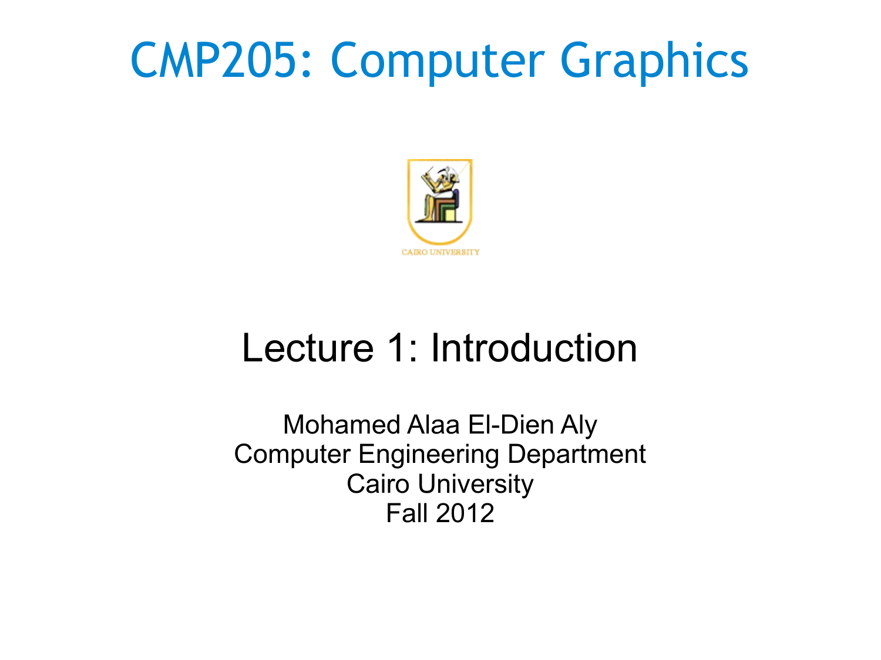# CMP205: Computer Graphics

CAIRO UNIVERSITY

## Lecture 1: Introduction

Mohamed Alaa El-Dien Aly
Computer Engineering Department
Cairo University
Fall 2012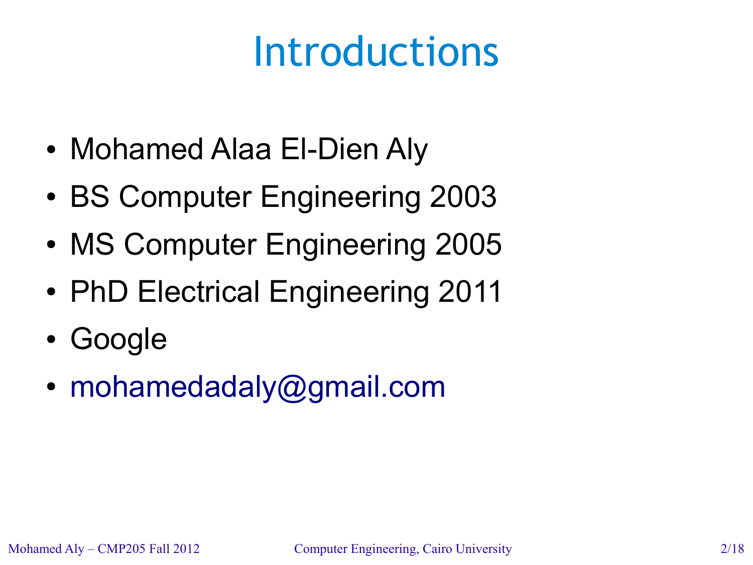# Introductions

- Mohamed Alaa El-Dien Aly
- BS Computer Engineering 2003
- MS Computer Engineering 2005
- PhD Electrical Engineering 2011
- Google
- mohamedadaly@gmail.com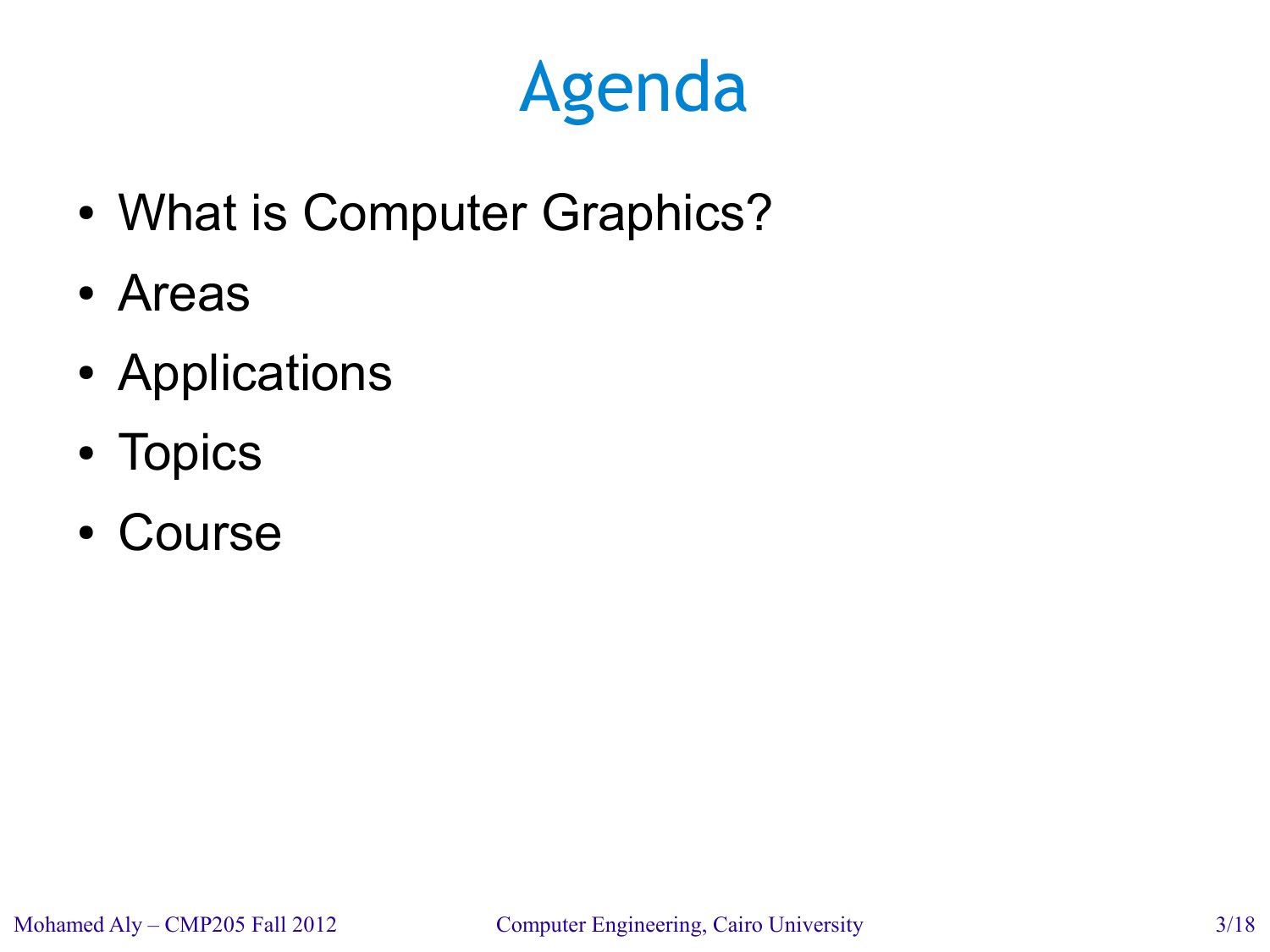# Agenda

- What is Computer Graphics?
- Areas
- Applications
- Topics
- Course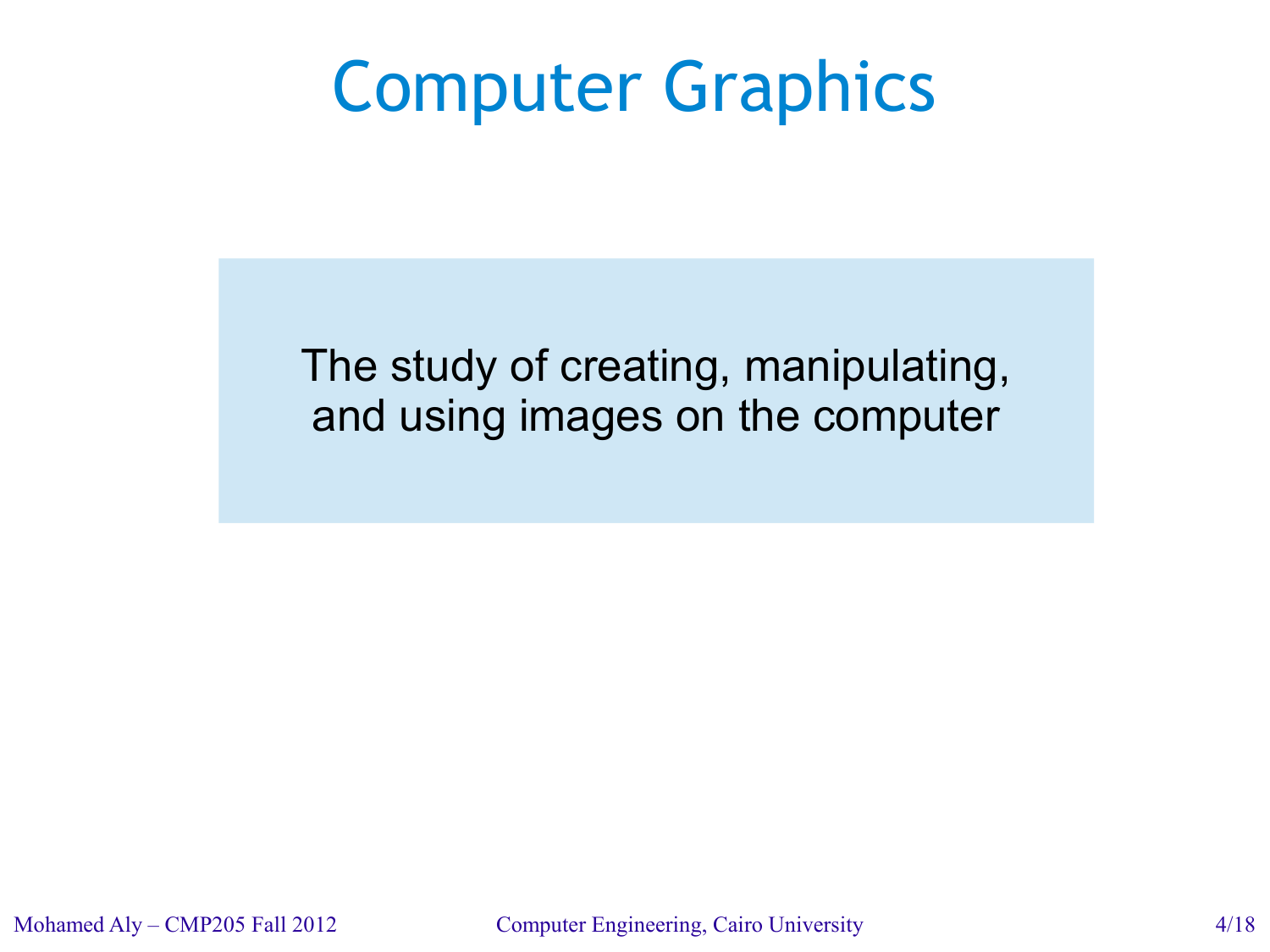# Computer Graphics

The study of creating, manipulating, and using images on the computer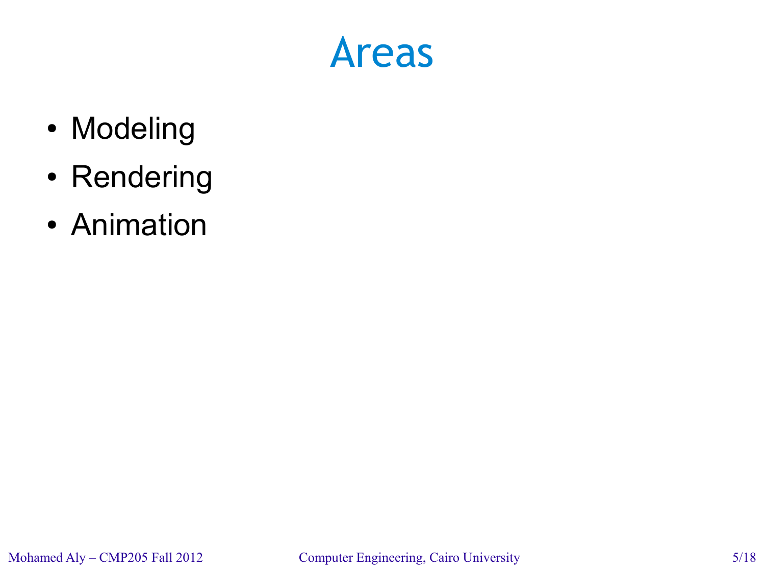# Areas

- Modeling
- Rendering
- Animation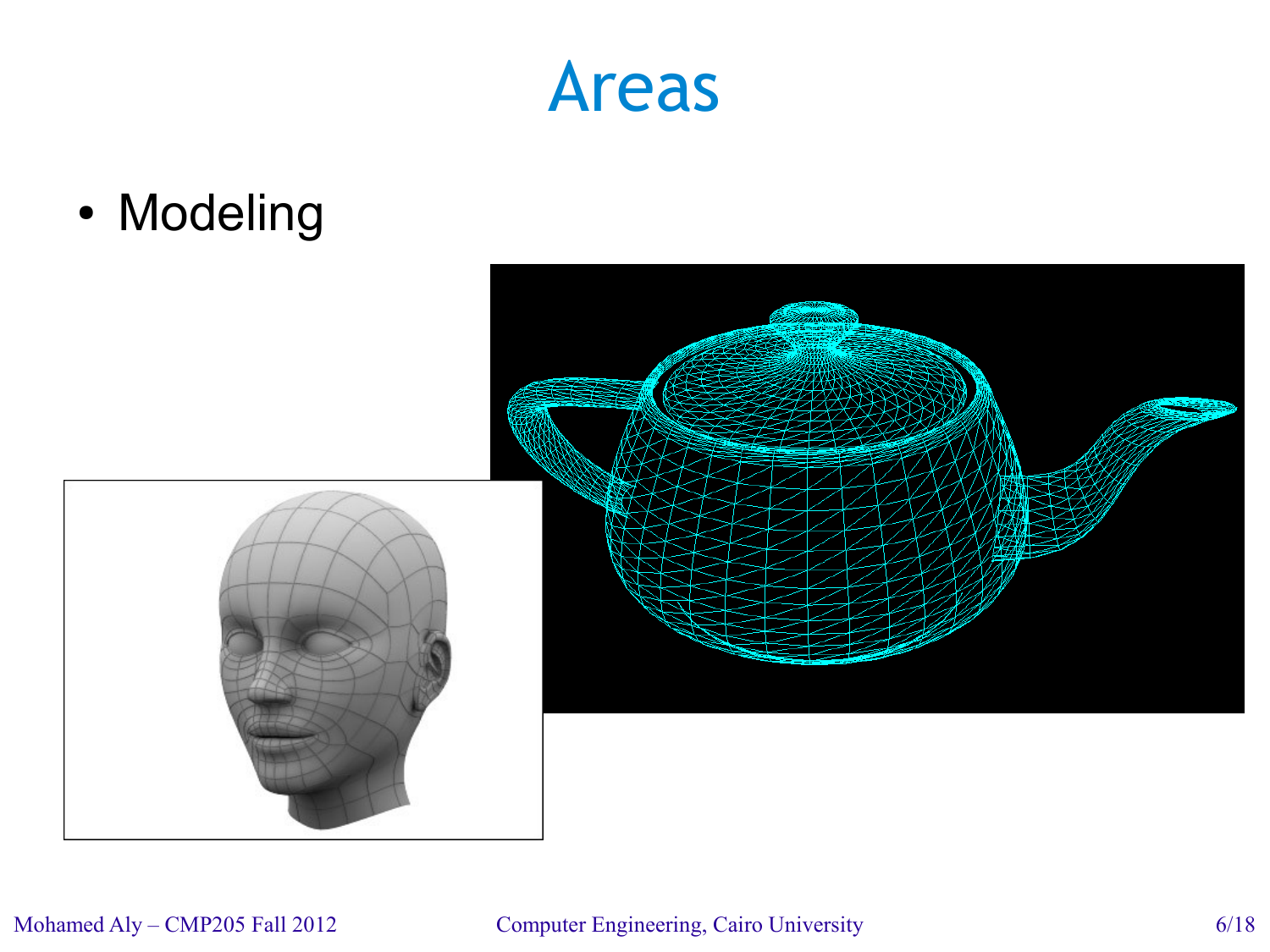# Areas

- Modeling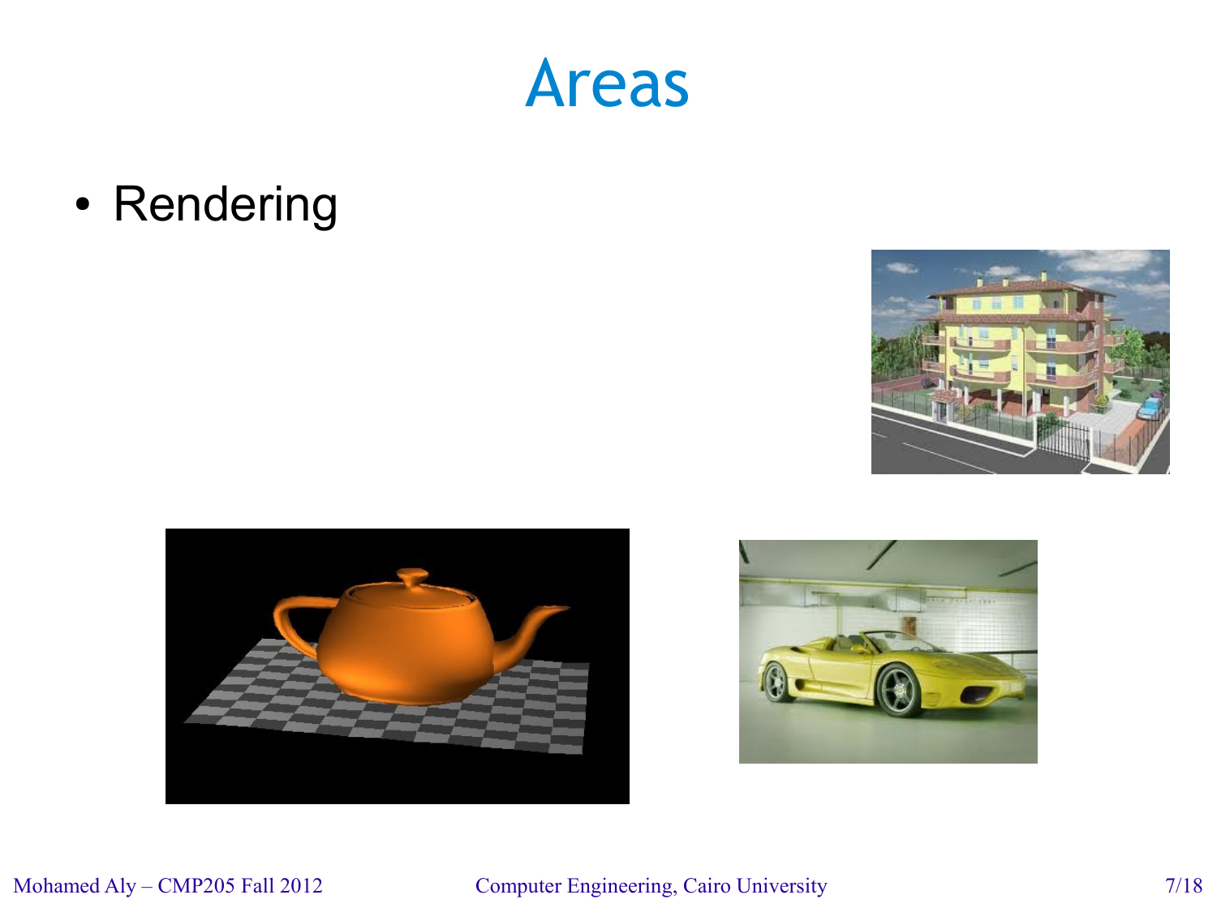# Areas

- Rendering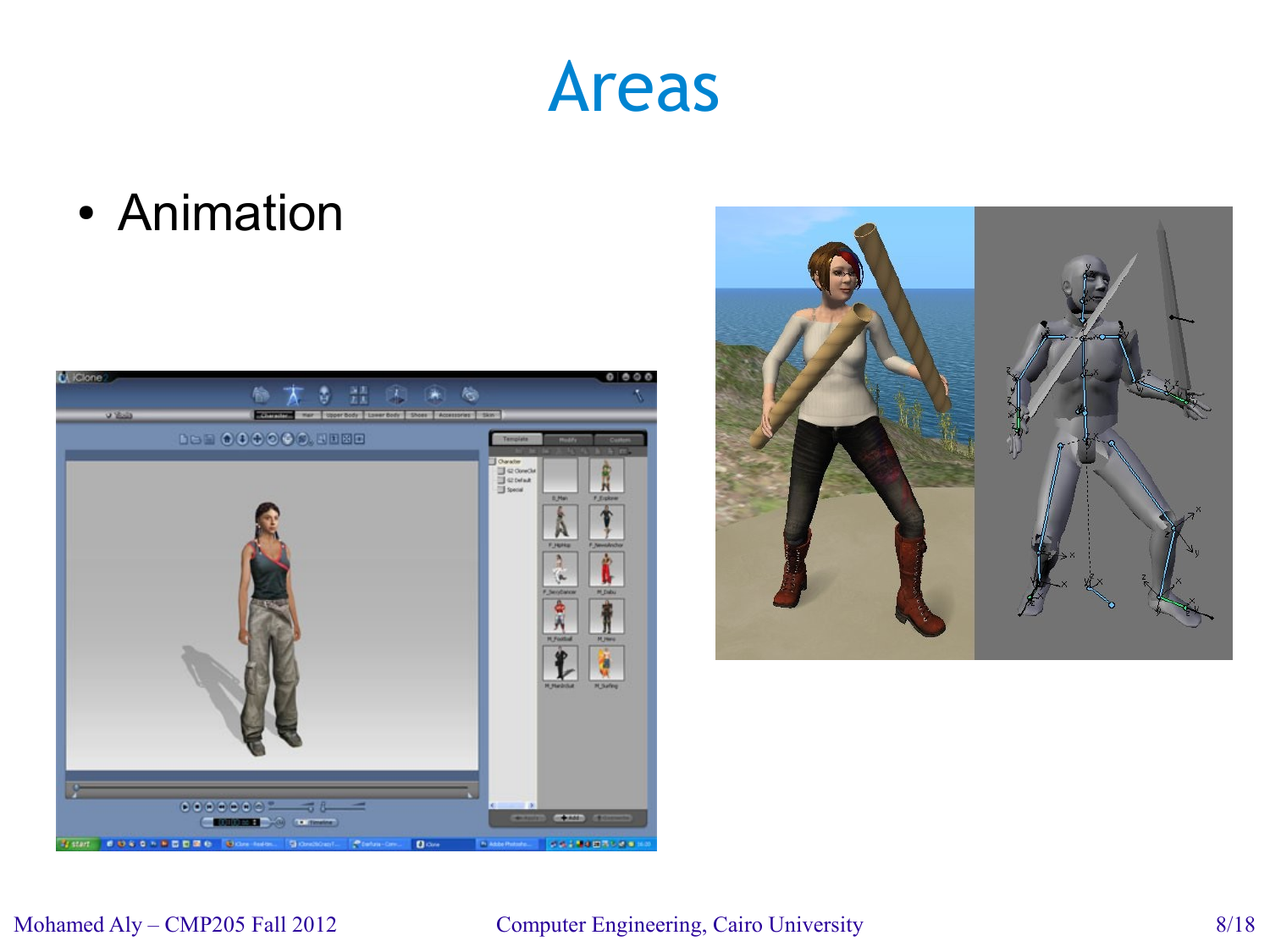# Areas

- Animation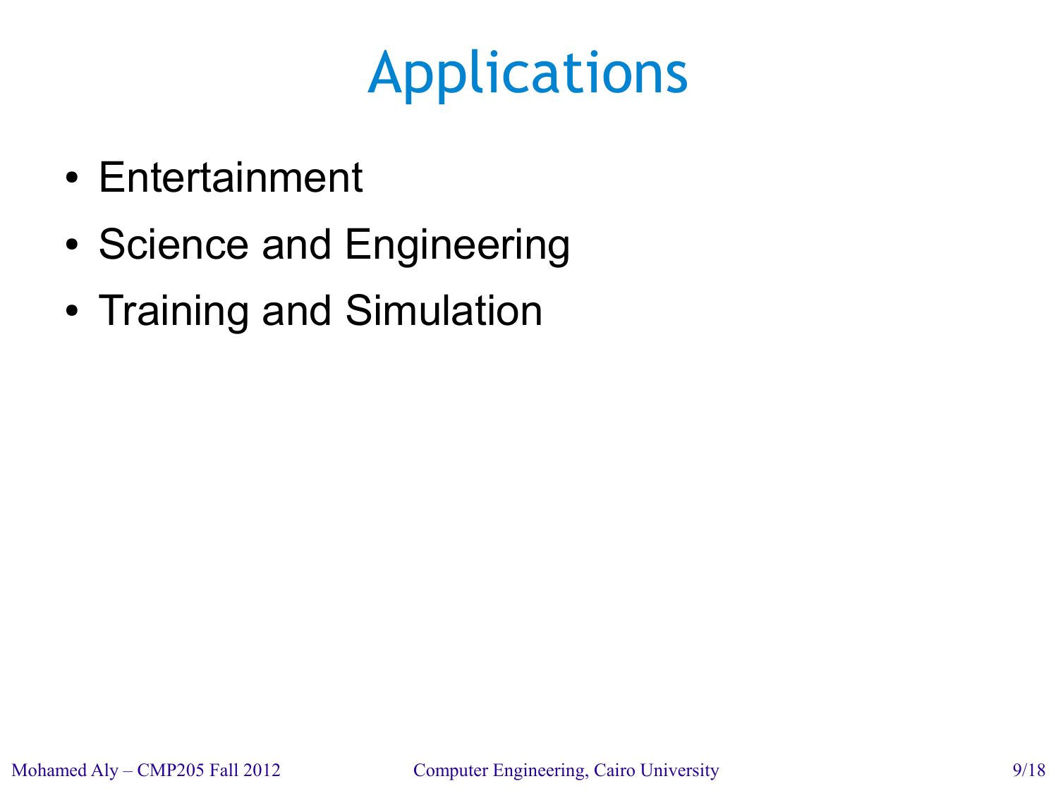# Applications

- Entertainment
- Science and Engineering
- Training and Simulation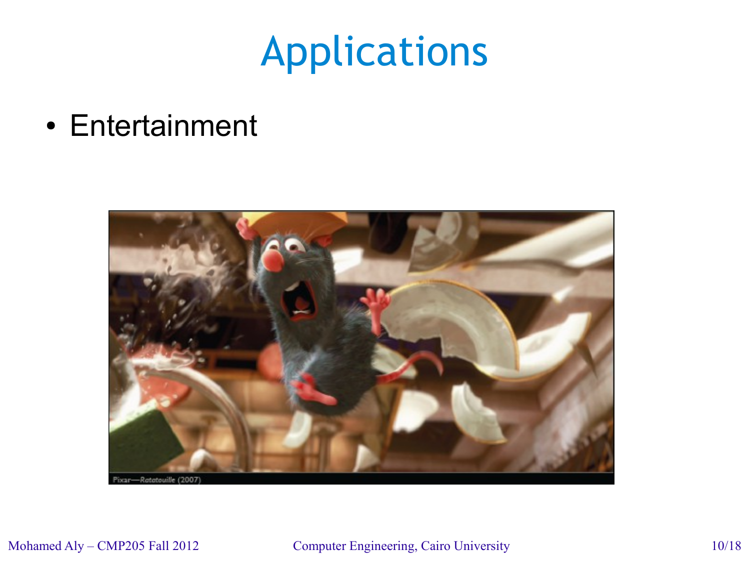# Applications

- Entertainment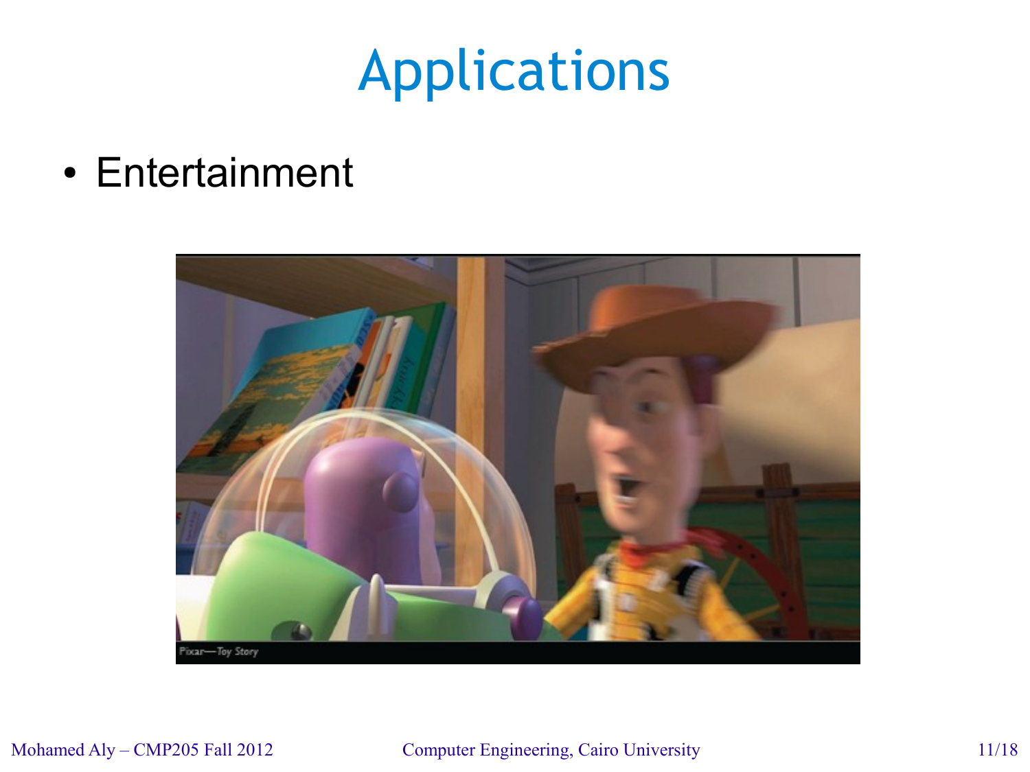# Applications

- Entertainment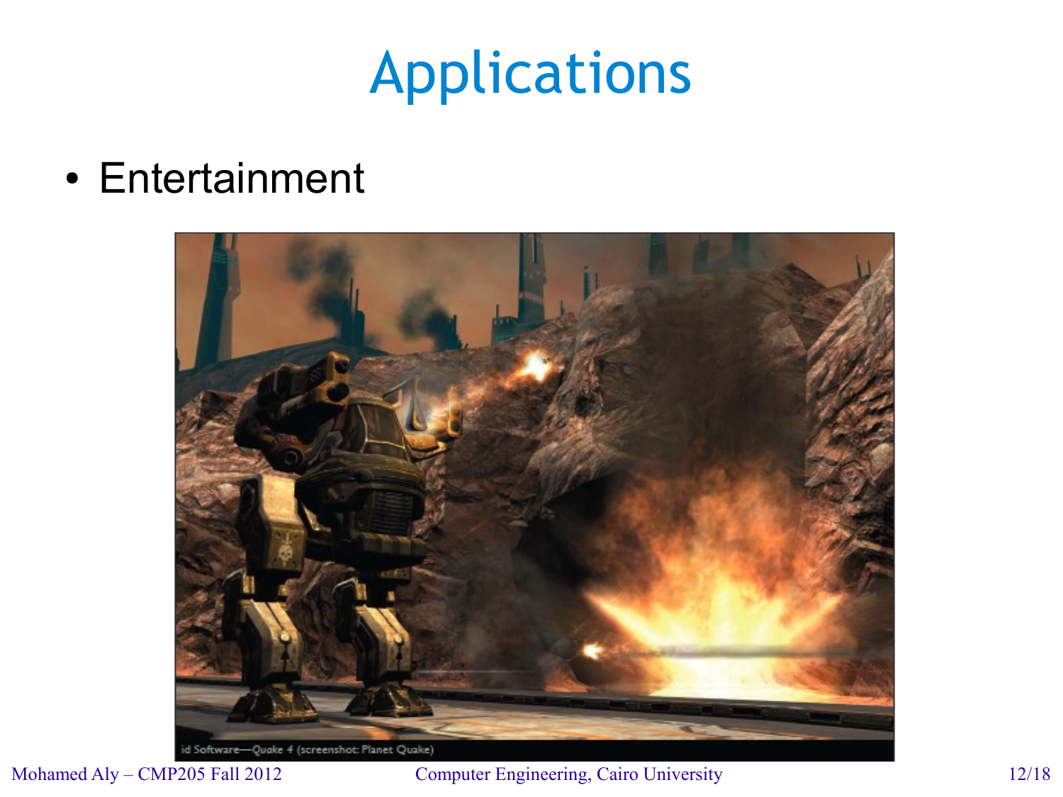# Applications

- Entertainment

id Software—Quake 4 (screenshot: Planet Quake)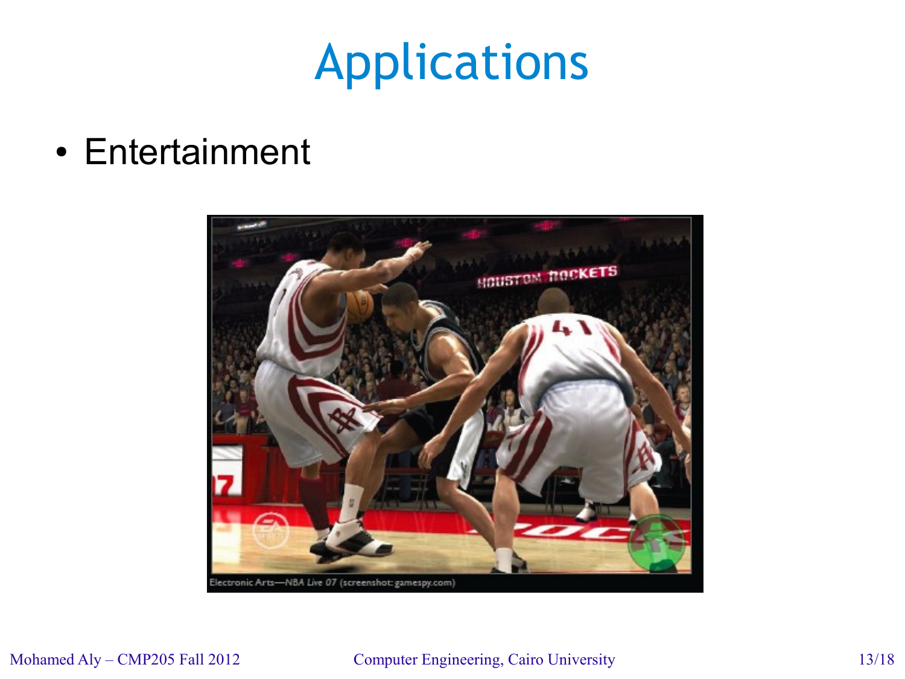# Applications

- Entertainment

Electronic Arts—NBA Live 07 (screenshot: gamespy.com)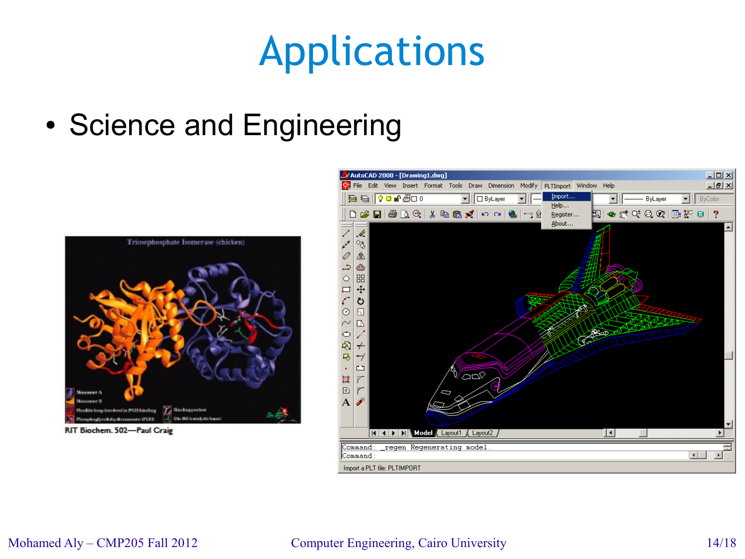# Applications

- Science and Engineering

RIT Biochem. 502—Paul Craig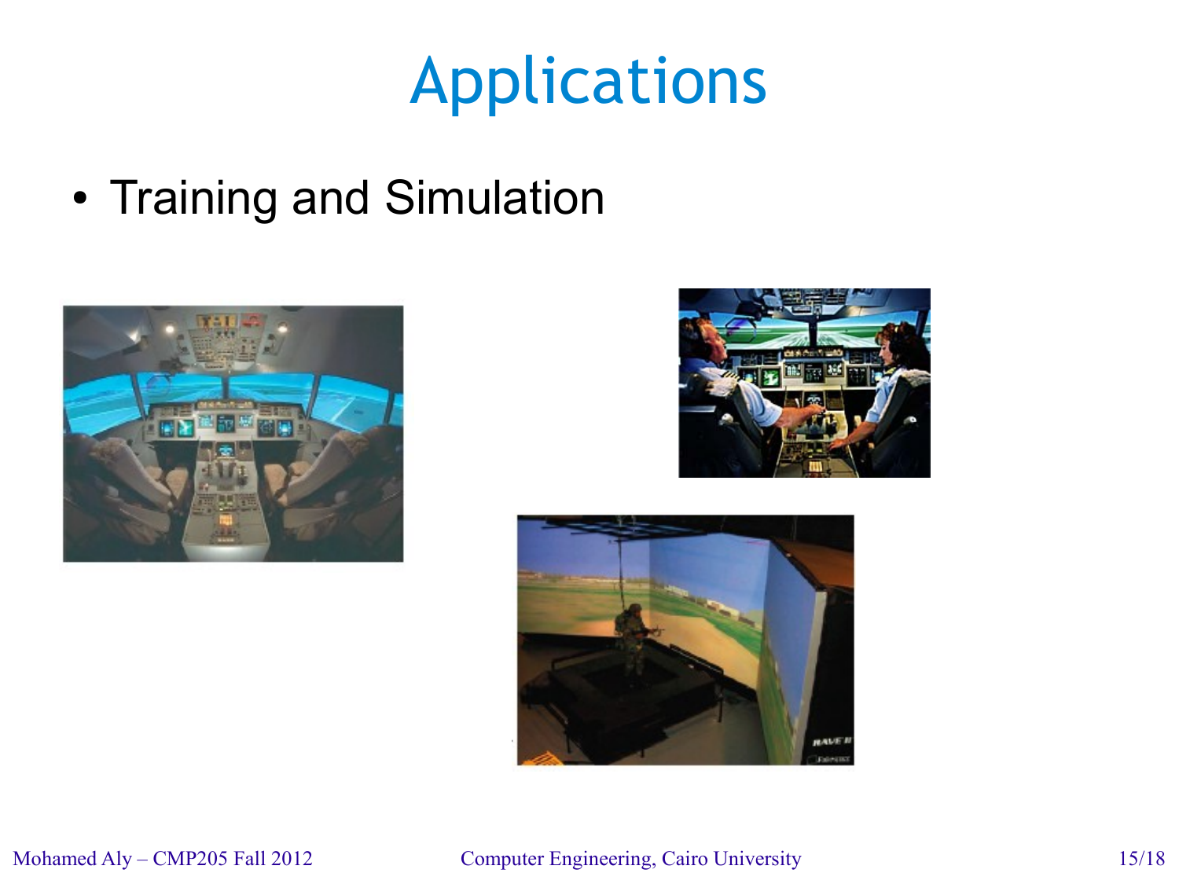# Applications

- Training and Simulation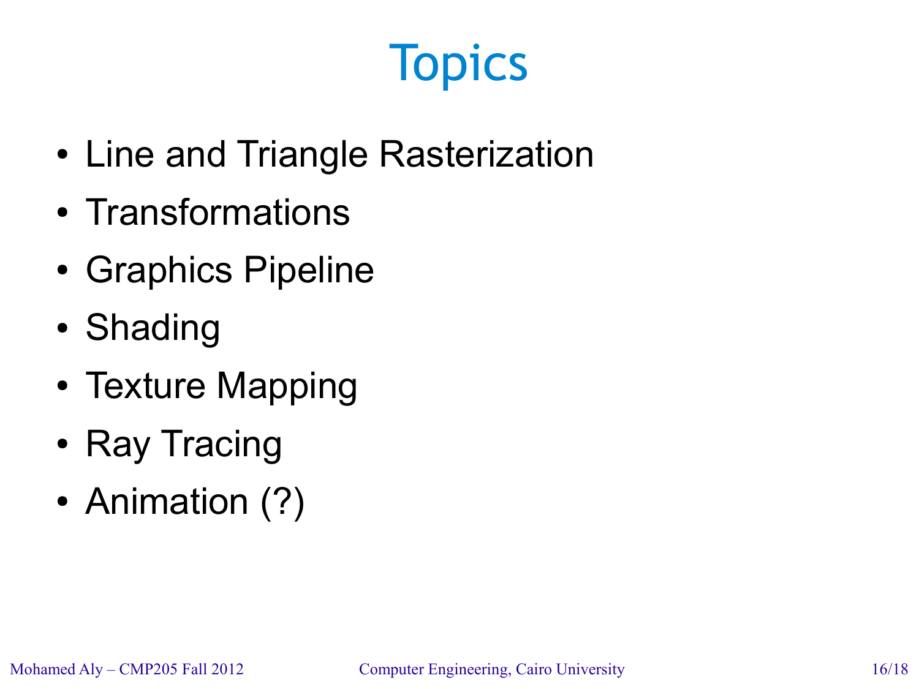# Topics

- Line and Triangle Rasterization
- Transformations
- Graphics Pipeline
- Shading
- Texture Mapping
- Ray Tracing
- Animation (?)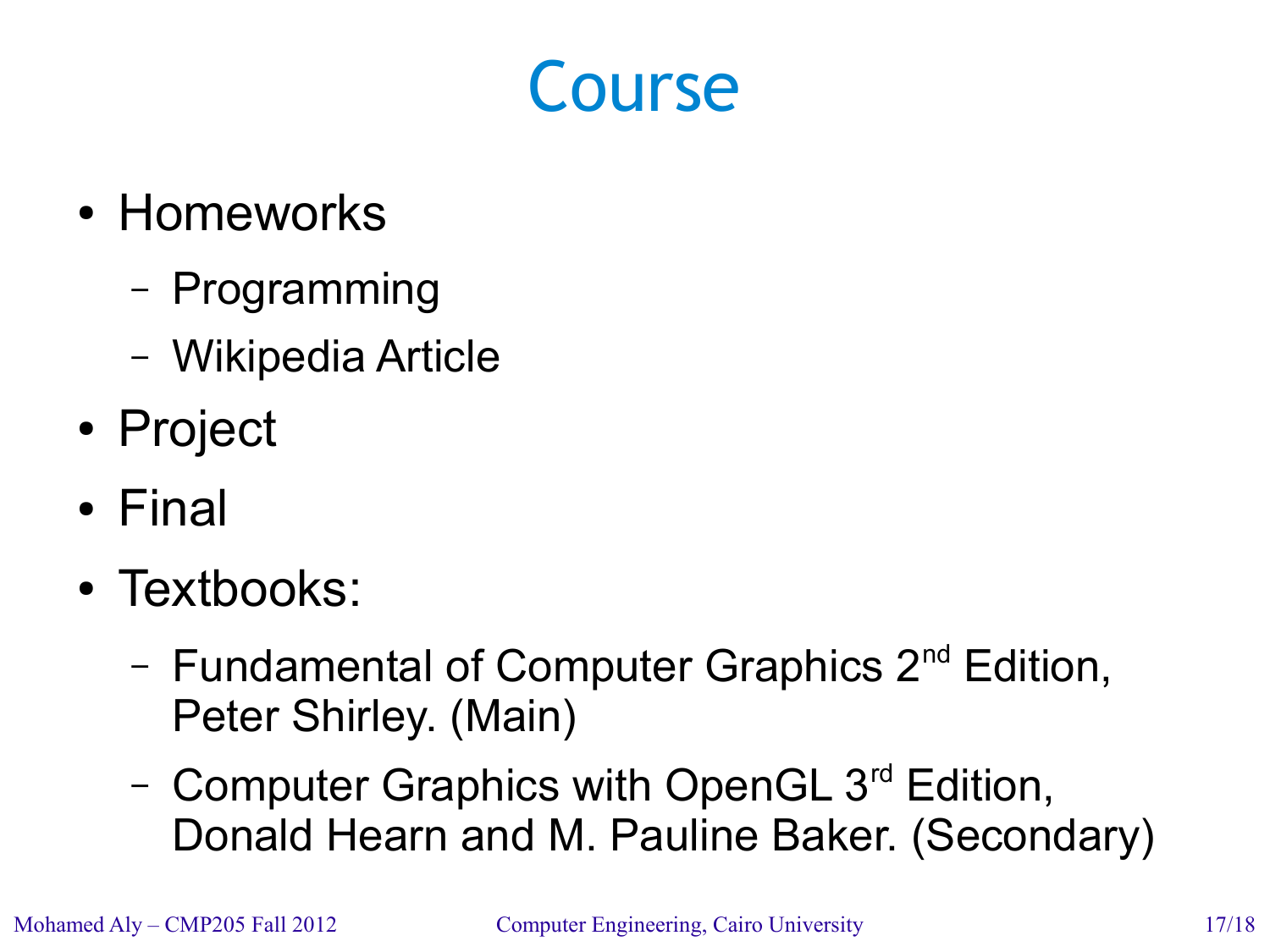# Course

- Homeworks
  - Programming
  - Wikipedia Article
- Project
- Final
- Textbooks:
  - Fundamental of Computer Graphics 2nd Edition, Peter Shirley. (Main)
  - Computer Graphics with OpenGL 3rd Edition, Donald Hearn and M. Pauline Baker. (Secondary)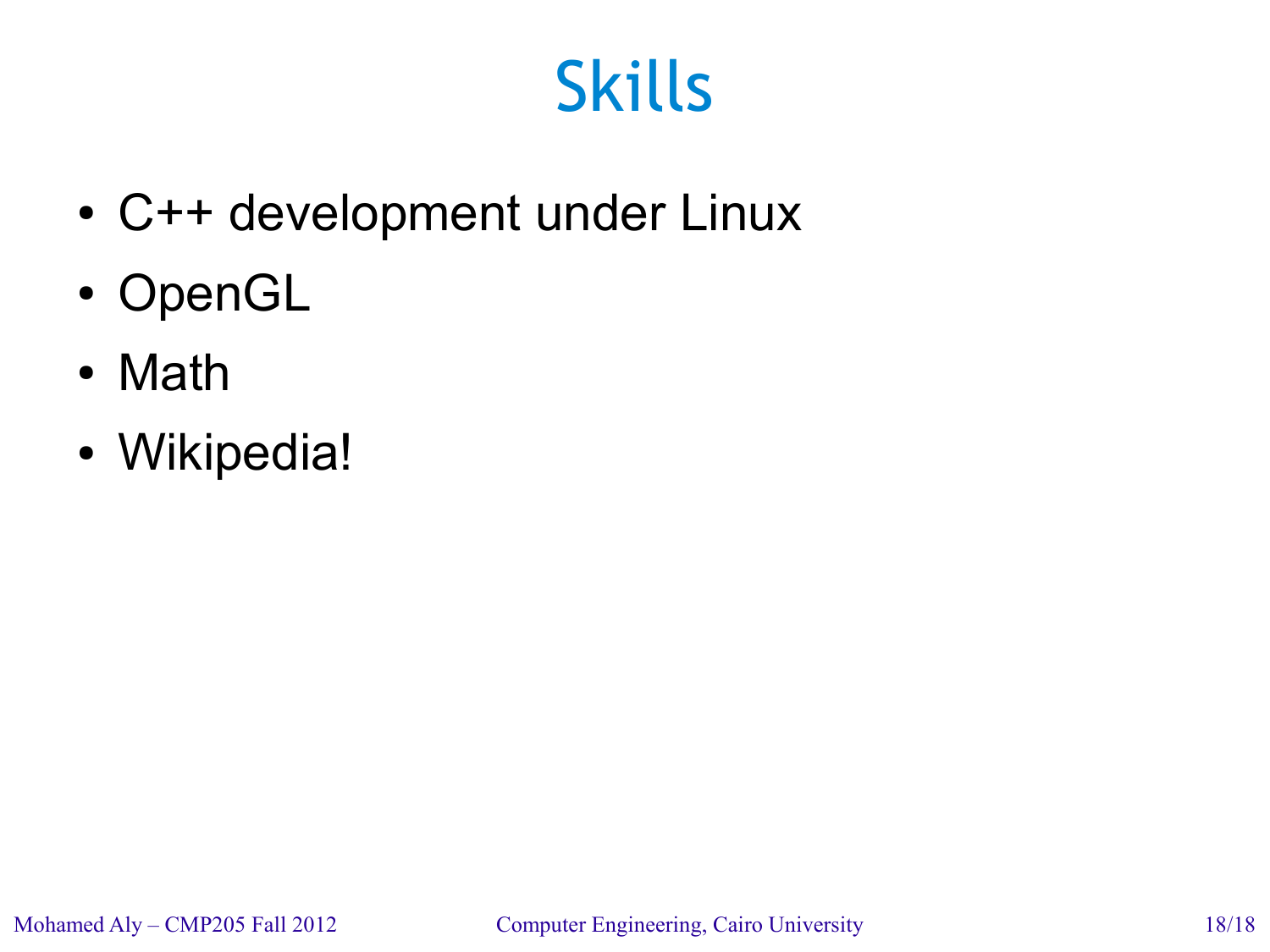# Skills

- C++ development under Linux
- OpenGL
- Math
- Wikipedia!